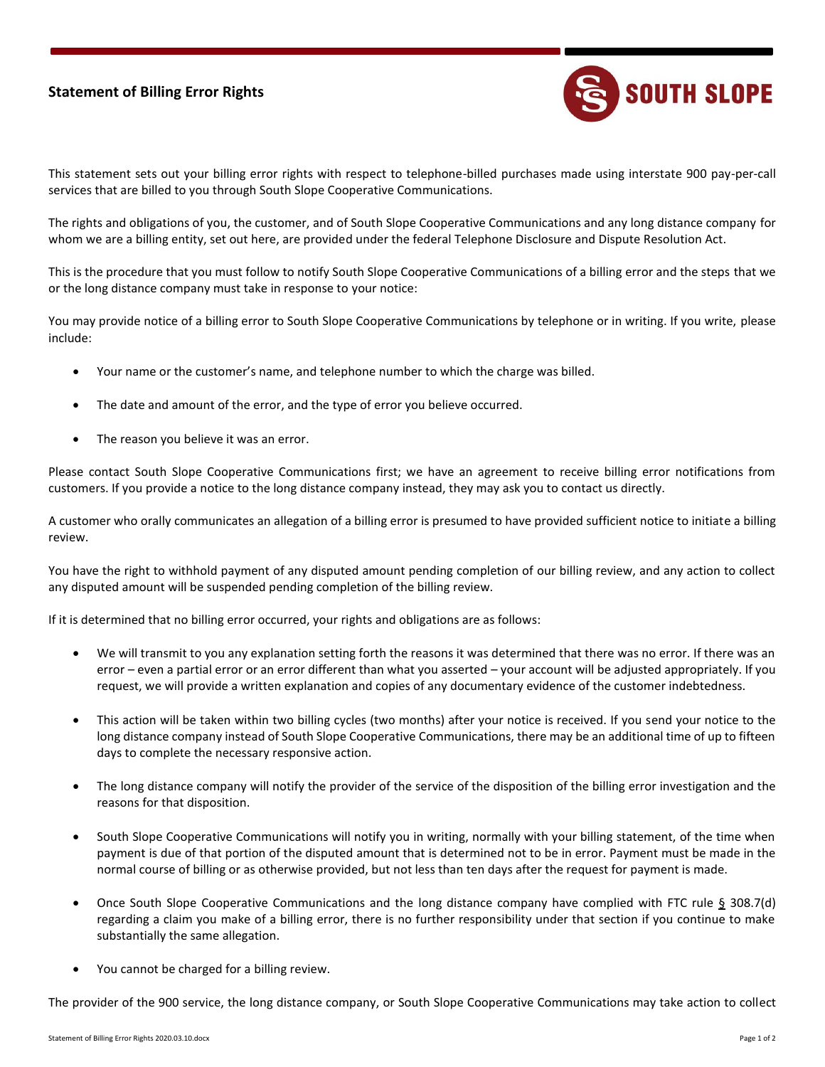## Statement of Billing Error Rights

This statement sets out your billing error rights with respect to telephone-billed purchases made using interstate 900 pay-per-call services that are billed to you through South Slope Cooperative Communications.

The rights and obligations of you, the customer, and of South Slope Cooperative Communications and any long distance company for whom we are a billing entity, set out here, are provided under the federal Telephone Disclosure and Dispute Resolution Act.

This is the procedure that you must follow to notify South Slope Cooperative Communications of a billing error and the steps that we or the long distance company must take in response to your notice:

You may provide notice of a billing error to South Slope Cooperative Communications by telephone or in writing. If you write, please include:

- Your name or the customer's name, and telephone number to which the charge was billed.
- The date and amount of the error, and the type of error you believe occurred.
- The reason you believe it was an error.

Please contact South Slope Cooperative Communications first; we have an agreement to receive billing error notifications from customers. If you provide a notice to the long distance company instead, they may ask you to contact us directly.

A customer who orally communicates an allegation of a billing error is presumed to have provided sufficient notice to initiate a billing review.

You have the right to withhold payment of any disputed amount pending completion of our billing review, and any action to collect any disputed amount will be suspended pending completion of the billing review.

If it is determined that no billing error occurred, your rights and obligations are as follows:

- We will transmit to you any explanation setting forth the reasons it was determined that there was no error. If there was an error – even a partial error or an error different than what you asserted – your account will be adjusted appropriately. If you request, we will provide a written explanation and copies of any documentary evidence of the customer indebtedness.
- This action will be taken within two billing cycles (two months) after your notice is received. If you send your notice to the long distance company instead of South Slope Cooperative Communications, there may be an additional time of up to fifteen days to complete the necessary responsive action.
- The long distance company will notify the provider of the service of the disposition of the billing error investigation and the reasons for that disposition.
- South Slope Cooperative Communications will notify you in writing, normally with your billing statement, of the time when payment is due of that portion of the disputed amount that is determined not to be in error. Payment must be made in the normal course of billing or as otherwise provided, but not less than ten days after the request for payment is made.
- Once South Slope Cooperative Communications and the long distance company have complied with FTC rule § 308.7(d) regarding a claim you make of a billing error, there is no further responsibility under that section if you continue to make substantially the same allegation.
- You cannot be charged for a billing review.

The provider of the 900 service, the long distance company, or South Slope Cooperative Communications may take action to collect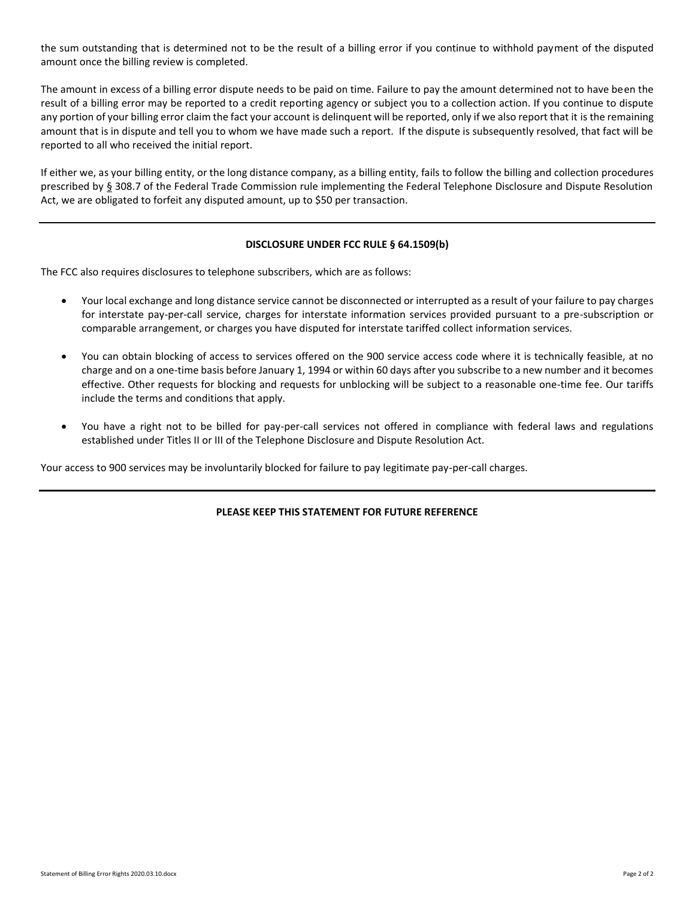the sum outstanding that is determined not to be the result of a billing error if you continue to withhold payment of the disputed amount once the billing review is completed.

The amount in excess of a billing error dispute needs to be paid on time. Failure to pay the amount determined not to have been the result of a billing error may be reported to a credit reporting agency or subject you to a collection action. If you continue to dispute any portion of your billing error claim the fact your account is delinquent will be reported, only if we also report that it is the remaining amount that is in dispute and tell you to whom we have made such a report. If the dispute is subsequently resolved, that fact will be reported to all who received the initial report.

If either we, as your billing entity, or the long distance company, as a billing entity, fails to follow the billing and collection procedures prescribed by § 308.7 of the Federal Trade Commission rule implementing the Federal Telephone Disclosure and Dispute Resolution Act, we are obligated to forfeit any disputed amount, up to $50 per transaction.

---

**DISCLOSURE UNDER FCC RULE § 64.1509(b)**

The FCC also requires disclosures to telephone subscribers, which are as follows:

- Your local exchange and long distance service cannot be disconnected or interrupted as a result of your failure to pay charges for interstate pay-per-call service, charges for interstate information services provided pursuant to a pre-subscription or comparable arrangement, or charges you have disputed for interstate tariffed collect information services.

- You can obtain blocking of access to services offered on the 900 service access code where it is technically feasible, at no charge and on a one-time basis before January 1, 1994 or within 60 days after you subscribe to a new number and it becomes effective. Other requests for blocking and requests for unblocking will be subject to a reasonable one-time fee. Our tariffs include the terms and conditions that apply.

- You have a right not to be billed for pay-per-call services not offered in compliance with federal laws and regulations established under Titles II or III of the Telephone Disclosure and Dispute Resolution Act.

Your access to 900 services may be involuntarily blocked for failure to pay legitimate pay-per-call charges.

---

**PLEASE KEEP THIS STATEMENT FOR FUTURE REFERENCE**